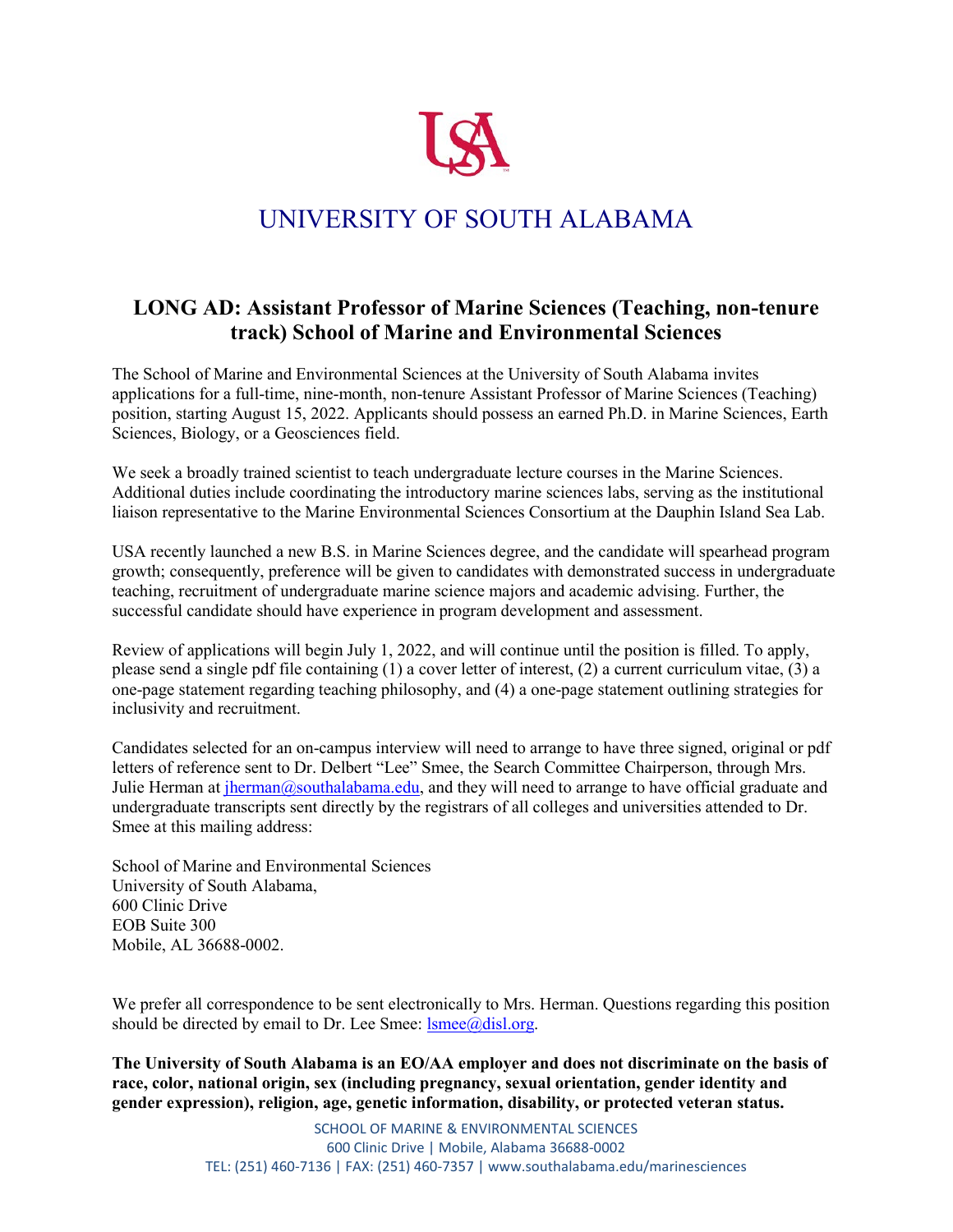# UNIVERSITY OF SOUTH ALABAMA

## LONG AD: Assistant Professor of Marine Sciences (Teaching, non-tenure track) School of Marine and Environmental Sciences

The School of Marine and Environmental Sciences at the University of South Alabama invites applications for a full-time, nine-month, non-tenure Assistant Professor of Marine Sciences (Teaching) position, starting August 15, 2022. Applicants should possess an earned Ph.D. in Marine Sciences, Earth Sciences, Biology, or a Geosciences field.

We seek a broadly trained scientist to teach undergraduate lecture courses in the Marine Sciences. Additional duties include coordinating the introductory marine sciences labs, serving as the institutional liaison representative to the Marine Environmental Sciences Consortium at the Dauphin Island Sea Lab.

USA recently launched a new B.S. in Marine Sciences degree, and the candidate will spearhead program growth; consequently, preference will be given to candidates with demonstrated success in undergraduate teaching, recruitment of undergraduate marine science majors and academic advising. Further, the successful candidate should have experience in program development and assessment.

Review of applications will begin July 1, 2022, and will continue until the position is filled. To apply, please send a single pdf file containing (1) a cover letter of interest, (2) a current curriculum vitae, (3) a one-page statement regarding teaching philosophy, and (4) a one-page statement outlining strategies for inclusivity and recruitment.

Candidates selected for an on-campus interview will need to arrange to have three signed, original or pdf letters of reference sent to Dr. Delbert "Lee" Smee, the Search Committee Chairperson, through Mrs. Julie Herman at jherman@southalabama.edu, and they will need to arrange to have official graduate and undergraduate transcripts sent directly by the registrars of all colleges and universities attended to Dr. Smee at this mailing address:

School of Marine and Environmental Sciences
University of South Alabama,
600 Clinic Drive
EOB Suite 300
Mobile, AL 36688-0002.

We prefer all correspondence to be sent electronically to Mrs. Herman. Questions regarding this position should be directed by email to Dr. Lee Smee: lsmee@disl.org.

**The University of South Alabama is an EO/AA employer and does not discriminate on the basis of race, color, national origin, sex (including pregnancy, sexual orientation, gender identity and gender expression), religion, age, genetic information, disability, or protected veteran status.**

SCHOOL OF MARINE & ENVIRONMENTAL SCIENCES
600 Clinic Drive | Mobile, Alabama 36688-0002
TEL: (251) 460-7136 | FAX: (251) 460-7357 | www.southalabama.edu/marinesciences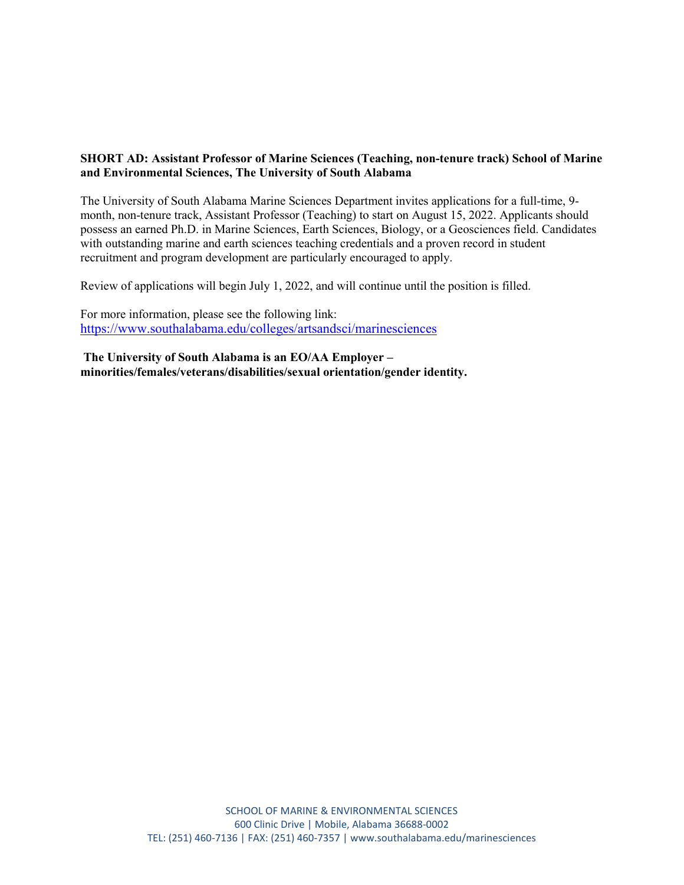**SHORT AD: Assistant Professor of Marine Sciences (Teaching, non-tenure track) School of Marine and Environmental Sciences, The University of South Alabama**

The University of South Alabama Marine Sciences Department invites applications for a full-time, 9-month, non-tenure track, Assistant Professor (Teaching) to start on August 15, 2022. Applicants should possess an earned Ph.D. in Marine Sciences, Earth Sciences, Biology, or a Geosciences field. Candidates with outstanding marine and earth sciences teaching credentials and a proven record in student recruitment and program development are particularly encouraged to apply.

Review of applications will begin July 1, 2022, and will continue until the position is filled.

For more information, please see the following link:
https://www.southalabama.edu/colleges/artsandsci/marinesciences

**The University of South Alabama is an EO/AA Employer – minorities/females/veterans/disabilities/sexual orientation/gender identity.**

SCHOOL OF MARINE & ENVIRONMENTAL SCIENCES
600 Clinic Drive | Mobile, Alabama 36688-0002
TEL: (251) 460-7136 | FAX: (251) 460-7357 | www.southalabama.edu/marinesciences